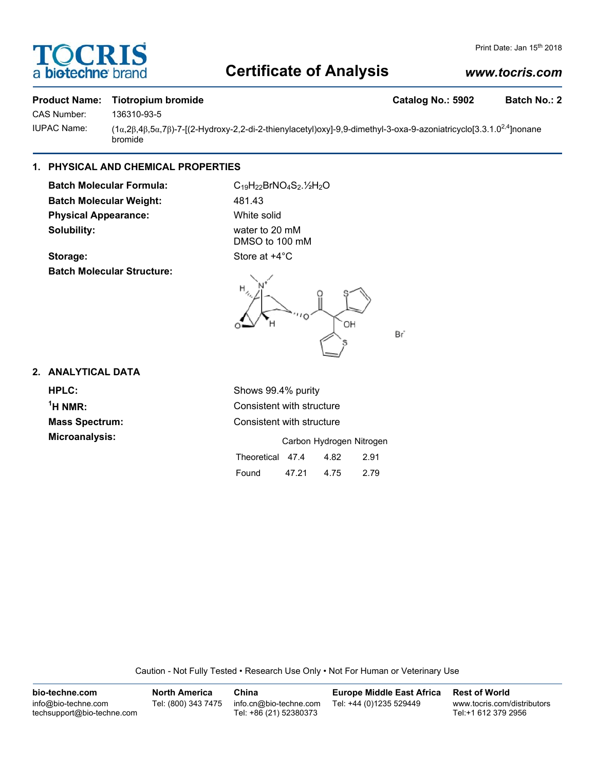# TOCRIS a biotechne brand

# Certificate of Analysis

*www.tocris.com*

**Product Name:** **Tiotropium bromide** **Catalog No.: 5902** **Batch No.: 2**

CAS Number: 136310-93-5

IUPAC Name: (1α,2β,4β,5α,7β)-7-[(2-Hydroxy-2,2-di-2-thienylacetyl)oxy]-9,9-dimethyl-3-oxa-9-azoniatricyclo[3.3.1.0$^{2,4}$]nonane bromide

## 1. PHYSICAL AND CHEMICAL PROPERTIES

**Batch Molecular Formula:** $C_{19}H_{22}BrNO_4S_2.\frac{1}{2}H_2O$

**Batch Molecular Weight:** 481.43

**Physical Appearance:** White solid

**Solubility:** water to 20 mM
DMSO to 100 mM

**Storage:** Store at +4°C

**Batch Molecular Structure:**

## 2. ANALYTICAL DATA

**HPLC:** Shows 99.4% purity

**$^1$H NMR:** Consistent with structure

**Mass Spectrum:** Consistent with structure

**Microanalysis:**

| | Carbon | Hydrogen | Nitrogen |
|---|---|---|---|
| Theoretical | 47.4 | 4.82 | 2.91 |
| Found | 47.21 | 4.75 | 2.79 |

Caution - Not Fully Tested • Research Use Only • Not For Human or Veterinary Use

**bio-techne.com**
info@bio-techne.com
techsupport@bio-techne.com

**North America**
Tel: (800) 343 7475

**China**
info.cn@bio-techne.com
Tel: +86 (21) 52380373

**Europe Middle East Africa**
Tel: +44 (0)1235 529449

**Rest of World**
www.tocris.com/distributors
Tel:+1 612 379 2956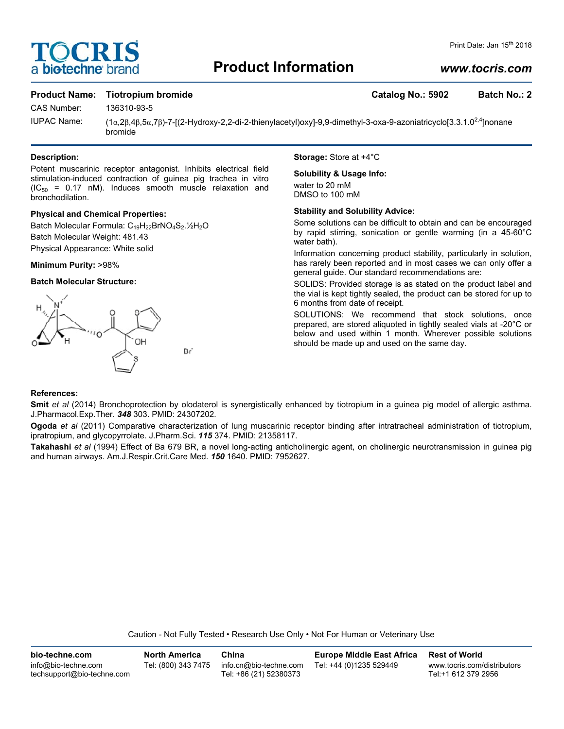# Product Information

**Product Name:** Tiotropium bromide **Catalog No.:** 5902 **Batch No.:** 2

CAS Number: 136310-93-5

IUPAC Name: (1α,2β,4β,5α,7β)-7-[(2-Hydroxy-2,2-di-2-thienylacetyl)oxy]-9,9-dimethyl-3-oxa-9-azoniatricyclo[3.3.1.0$^{2,4}$]nonane bromide

### Description:

Potent muscarinic receptor antagonist. Inhibits electrical field stimulation-induced contraction of guinea pig trachea in vitro ($IC_{50}$ = 0.17 nM). Induces smooth muscle relaxation and bronchodilation.

### Physical and Chemical Properties:

Batch Molecular Formula: $C_{19}H_{22}BrNO_4S_2.½H_2O$

Batch Molecular Weight: 481.43

Physical Appearance: White solid

**Minimum Purity:** >98%

### Batch Molecular Structure:

Br⁻

**Storage:** Store at +4°C

### Solubility & Usage Info:

water to 20 mM
DMSO to 100 mM

### Stability and Solubility Advice:

Some solutions can be difficult to obtain and can be encouraged by rapid stirring, sonication or gentle warming (in a 45-60°C water bath).

Information concerning product stability, particularly in solution, has rarely been reported and in most cases we can only offer a general guide. Our standard recommendations are:

SOLIDS: Provided storage is as stated on the product label and the vial is kept tightly sealed, the product can be stored for up to 6 months from date of receipt.

SOLUTIONS: We recommend that stock solutions, once prepared, are stored aliquoted in tightly sealed vials at -20°C or below and used within 1 month. Wherever possible solutions should be made up and used on the same day.

### References:

**Smit** *et al* (2014) Bronchoprotection by olodaterol is synergistically enhanced by tiotropium in a guinea pig model of allergic asthma. J.Pharmacol.Exp.Ther. ***348*** 303. PMID: 24307202.

**Ogoda** *et al* (2011) Comparative characterization of lung muscarinic receptor binding after intratracheal administration of tiotropium, ipratropium, and glycopyrrolate. J.Pharm.Sci. ***115*** 374. PMID: 21358117.

**Takahashi** *et al* (1994) Effect of Ba 679 BR, a novel long-acting anticholinergic agent, on cholinergic neurotransmission in guinea pig and human airways. Am.J.Respir.Crit.Care Med. ***150*** 1640. PMID: 7952627.

Caution - Not Fully Tested • Research Use Only • Not For Human or Veterinary Use

| bio-techne.com | North America | China | Europe Middle East Africa | Rest of World |
|---|---|---|---|---|
| info@bio-techne.com<br>techsupport@bio-techne.com | Tel: (800) 343 7475 | info.cn@bio-techne.com<br>Tel: +86 (21) 52380373 | Tel: +44 (0)1235 529449 | www.tocris.com/distributors<br>Tel:+1 612 379 2956 |